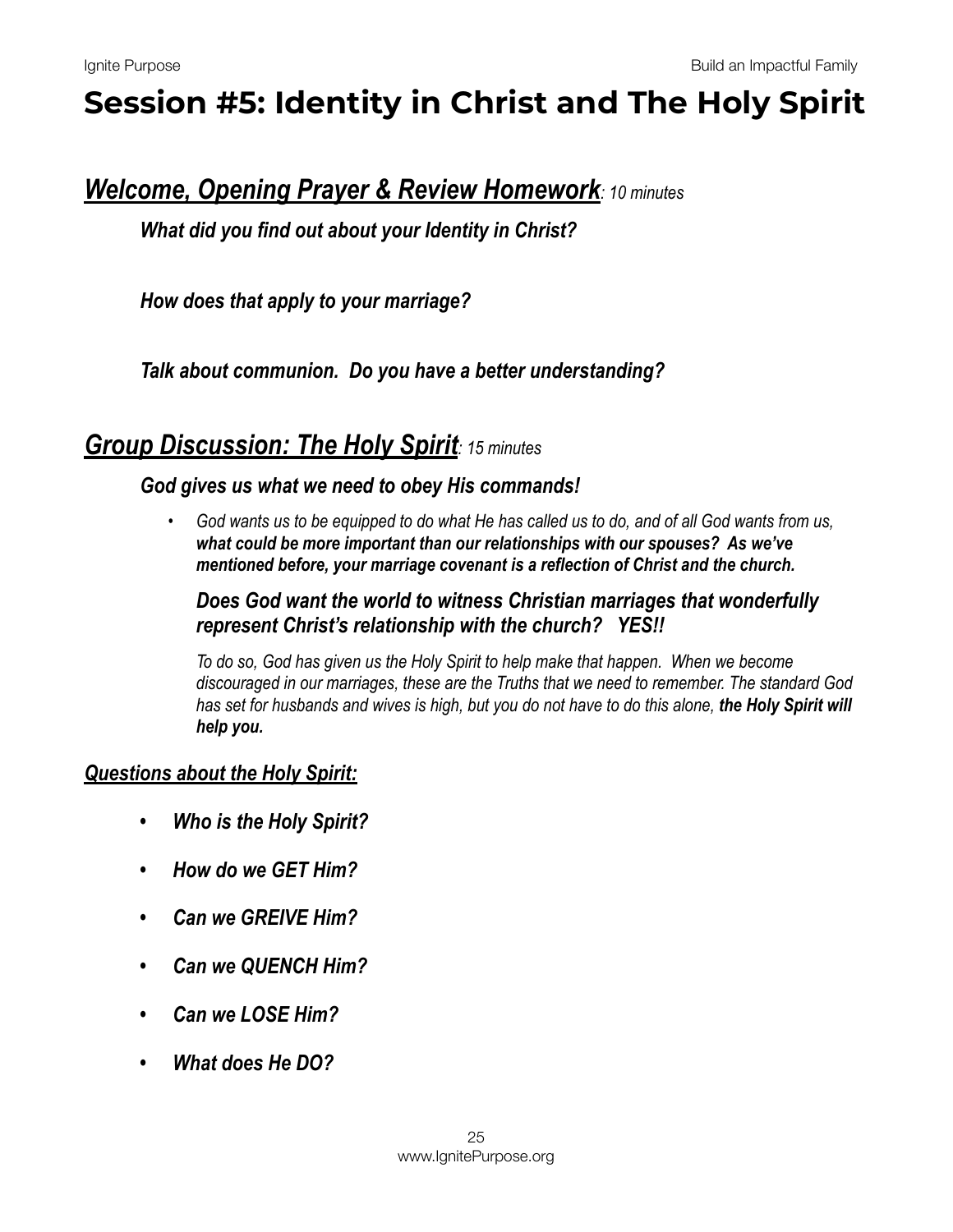# Session #5: Identity in Christ and The Holy Spirit

## ***Welcome, Opening Prayer & Review Homework****: 10 minutes*

***What did you find out about your Identity in Christ?***

***How does that apply to your marriage?***

***Talk about communion.  Do you have a better understanding?***

## ***Group Discussion: The Holy Spirit****: 15 minutes*

***God gives us what we need to obey His commands!***

- *God wants us to be equipped to do what He has called us to do, and of all God wants from us,* ***what could be more important than our relationships with our spouses?  As we've mentioned before, your marriage covenant is a reflection of Christ and the church.***

  ***Does God want the world to witness Christian marriages that wonderfully represent Christ's relationship with the church?   YES!!***

  *To do so, God has given us the Holy Spirit to help make that happen.  When we become discouraged in our marriages, these are the Truths that we need to remember. The standard God has set for husbands and wives is high, but you do not have to do this alone,* ***the Holy Spirit will help you.***

***Questions about the Holy Spirit:***

- ***Who is the Holy Spirit?***
- ***How do we GET Him?***
- ***Can we GREIVE Him?***
- ***Can we QUENCH Him?***
- ***Can we LOSE Him?***
- ***What does He DO?***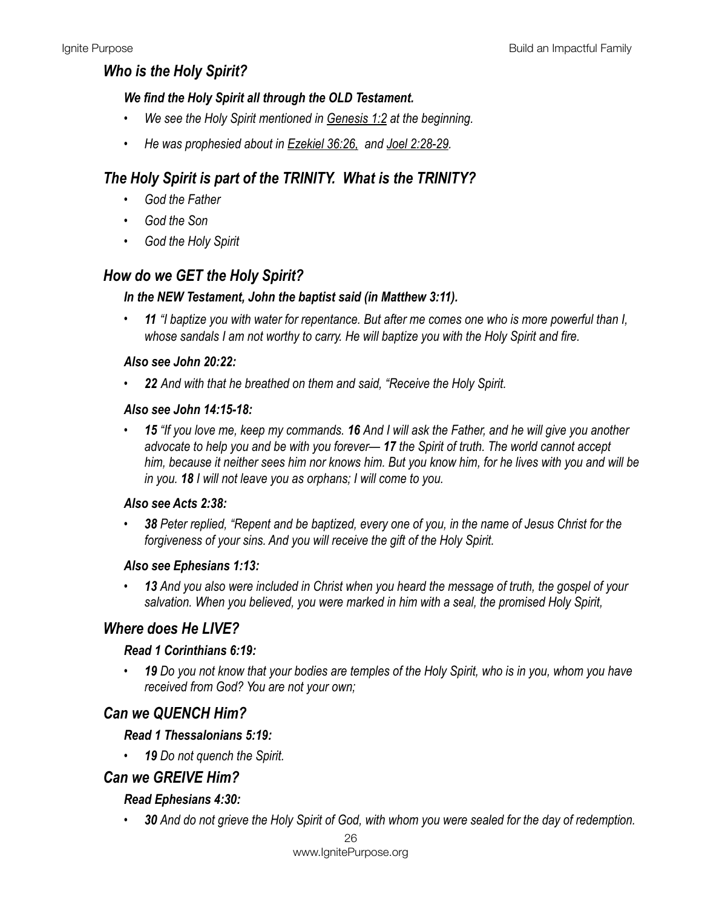## *Who is the Holy Spirit?*

***We find the Holy Spirit all through the OLD Testament.***

- *We see the Holy Spirit mentioned in Genesis 1:2 at the beginning.*
- *He was prophesied about in Ezekiel 36:26, and Joel 2:28-29.*

## *The Holy Spirit is part of the TRINITY. What is the TRINITY?*

- *God the Father*
- *God the Son*
- *God the Holy Spirit*

## *How do we GET the Holy Spirit?*

***In the NEW Testament, John the baptist said (in Matthew 3:11).***

- ***11*** *"I baptize you with water for repentance. But after me comes one who is more powerful than I, whose sandals I am not worthy to carry. He will baptize you with the Holy Spirit and fire.*

***Also see John 20:22:***

- ***22*** *And with that he breathed on them and said, "Receive the Holy Spirit.*

***Also see John 14:15-18:***

- ***15*** *"If you love me, keep my commands.* ***16*** *And I will ask the Father, and he will give you another advocate to help you and be with you forever—* ***17*** *the Spirit of truth. The world cannot accept him, because it neither sees him nor knows him. But you know him, for he lives with you and will be in you.* ***18*** *I will not leave you as orphans; I will come to you.*

***Also see Acts 2:38:***

- ***38*** *Peter replied, "Repent and be baptized, every one of you, in the name of Jesus Christ for the forgiveness of your sins. And you will receive the gift of the Holy Spirit.*

***Also see Ephesians 1:13:***

- ***13*** *And you also were included in Christ when you heard the message of truth, the gospel of your salvation. When you believed, you were marked in him with a seal, the promised Holy Spirit,*

## *Where does He LIVE?*

***Read 1 Corinthians 6:19:***

- ***19*** *Do you not know that your bodies are temples of the Holy Spirit, who is in you, whom you have received from God? You are not your own;*

## *Can we QUENCH Him?*

***Read 1 Thessalonians 5:19:***

- ***19*** *Do not quench the Spirit.*

## *Can we GREIVE Him?*

***Read Ephesians 4:30:***

- ***30*** *And do not grieve the Holy Spirit of God, with whom you were sealed for the day of redemption.*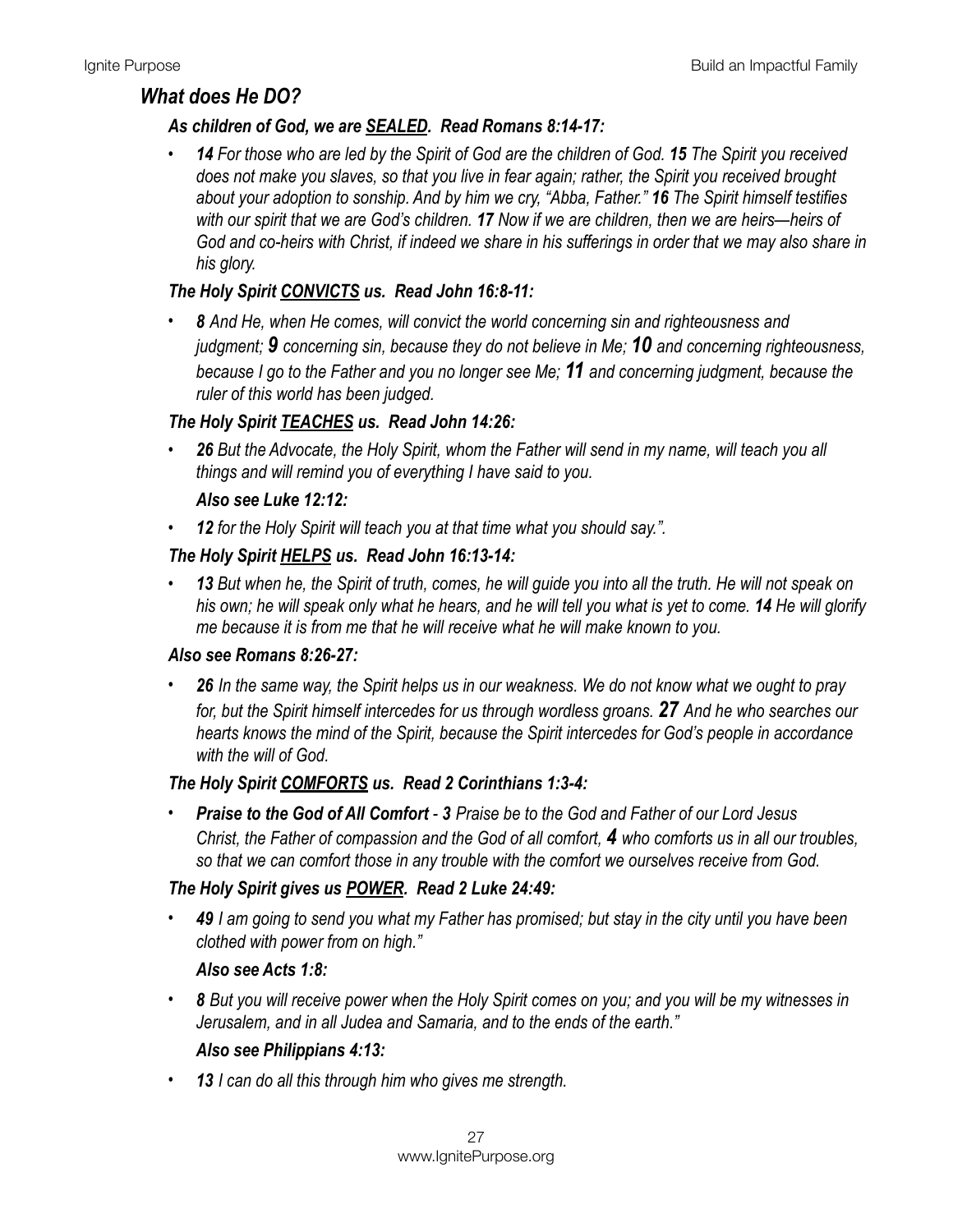## *What does He DO?*

### *As children of God, we are <u>SEALED</u>. Read Romans 8:14-17:*

- ***14*** *For those who are led by the Spirit of God are the children of God.* ***15*** *The Spirit you received does not make you slaves, so that you live in fear again; rather, the Spirit you received brought about your adoption to sonship. And by him we cry, "Abba, Father."* ***16*** *The Spirit himself testifies with our spirit that we are God's children.* ***17*** *Now if we are children, then we are heirs—heirs of God and co-heirs with Christ, if indeed we share in his sufferings in order that we may also share in his glory.*

### *The Holy Spirit <u>CONVICTS</u> us. Read John 16:8-11:*

- ***8*** *And He, when He comes, will convict the world concerning sin and righteousness and judgment;* ***9*** *concerning sin, because they do not believe in Me;* ***10*** *and concerning righteousness, because I go to the Father and you no longer see Me;* ***11*** *and concerning judgment, because the ruler of this world has been judged.*

### *The Holy Spirit <u>TEACHES</u> us. Read John 14:26:*

- ***26*** *But the Advocate, the Holy Spirit, whom the Father will send in my name, will teach you all things and will remind you of everything I have said to you.*

  ***Also see Luke 12:12:***

- ***12*** *for the Holy Spirit will teach you at that time what you should say.".*

### *The Holy Spirit <u>HELPS</u> us. Read John 16:13-14:*

- ***13*** *But when he, the Spirit of truth, comes, he will guide you into all the truth. He will not speak on his own; he will speak only what he hears, and he will tell you what is yet to come.* ***14*** *He will glorify me because it is from me that he will receive what he will make known to you.*

***Also see Romans 8:26-27:***

- ***26*** *In the same way, the Spirit helps us in our weakness. We do not know what we ought to pray for, but the Spirit himself intercedes for us through wordless groans.* ***27*** *And he who searches our hearts knows the mind of the Spirit, because the Spirit intercedes for God's people in accordance with the will of God.*

### *The Holy Spirit <u>COMFORTS</u> us. Read 2 Corinthians 1:3-4:*

- ***Praise to the God of All Comfort*** *-* ***3*** *Praise be to the God and Father of our Lord Jesus Christ, the Father of compassion and the God of all comfort,* ***4*** *who comforts us in all our troubles, so that we can comfort those in any trouble with the comfort we ourselves receive from God.*

### *The Holy Spirit gives us <u>POWER</u>. Read 2 Luke 24:49:*

- ***49*** *I am going to send you what my Father has promised; but stay in the city until you have been clothed with power from on high."*

  ***Also see Acts 1:8:***

- ***8*** *But you will receive power when the Holy Spirit comes on you; and you will be my witnesses in Jerusalem, and in all Judea and Samaria, and to the ends of the earth."*

  ***Also see Philippians 4:13:***

- ***13*** *I can do all this through him who gives me strength.*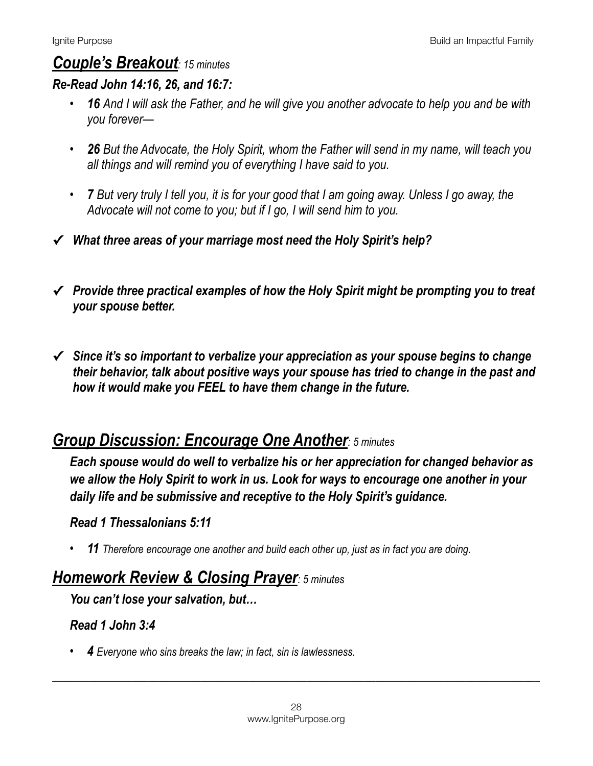## ***Couple's Breakout**: 15 minutes*

### ***Re-Read John 14:16, 26, and 16:7:***

- ***16** And I will ask the Father, and he will give you another advocate to help you and be with you forever—*
- ***26** But the Advocate, the Holy Spirit, whom the Father will send in my name, will teach you all things and will remind you of everything I have said to you.*
- ***7** But very truly I tell you, it is for your good that I am going away. Unless I go away, the Advocate will not come to you; but if I go, I will send him to you.*

✓ ***What three areas of your marriage most need the Holy Spirit's help?***

✓ ***Provide three practical examples of how the Holy Spirit might be prompting you to treat your spouse better.***

✓ ***Since it's so important to verbalize your appreciation as your spouse begins to change their behavior, talk about positive ways your spouse has tried to change in the past and how it would make you FEEL to have them change in the future.***

## ***Group Discussion: Encourage One Another**: 5 minutes*

***Each spouse would do well to verbalize his or her appreciation for changed behavior as we allow the Holy Spirit to work in us. Look for ways to encourage one another in your daily life and be submissive and receptive to the Holy Spirit's guidance.***

***Read 1 Thessalonians 5:11***

- ***11** Therefore encourage one another and build each other up, just as in fact you are doing.*

## ***Homework Review & Closing Prayer**: 5 minutes*

***You can't lose your salvation, but…***

***Read 1 John 3:4***

- ***4** Everyone who sins breaks the law; in fact, sin is lawlessness.*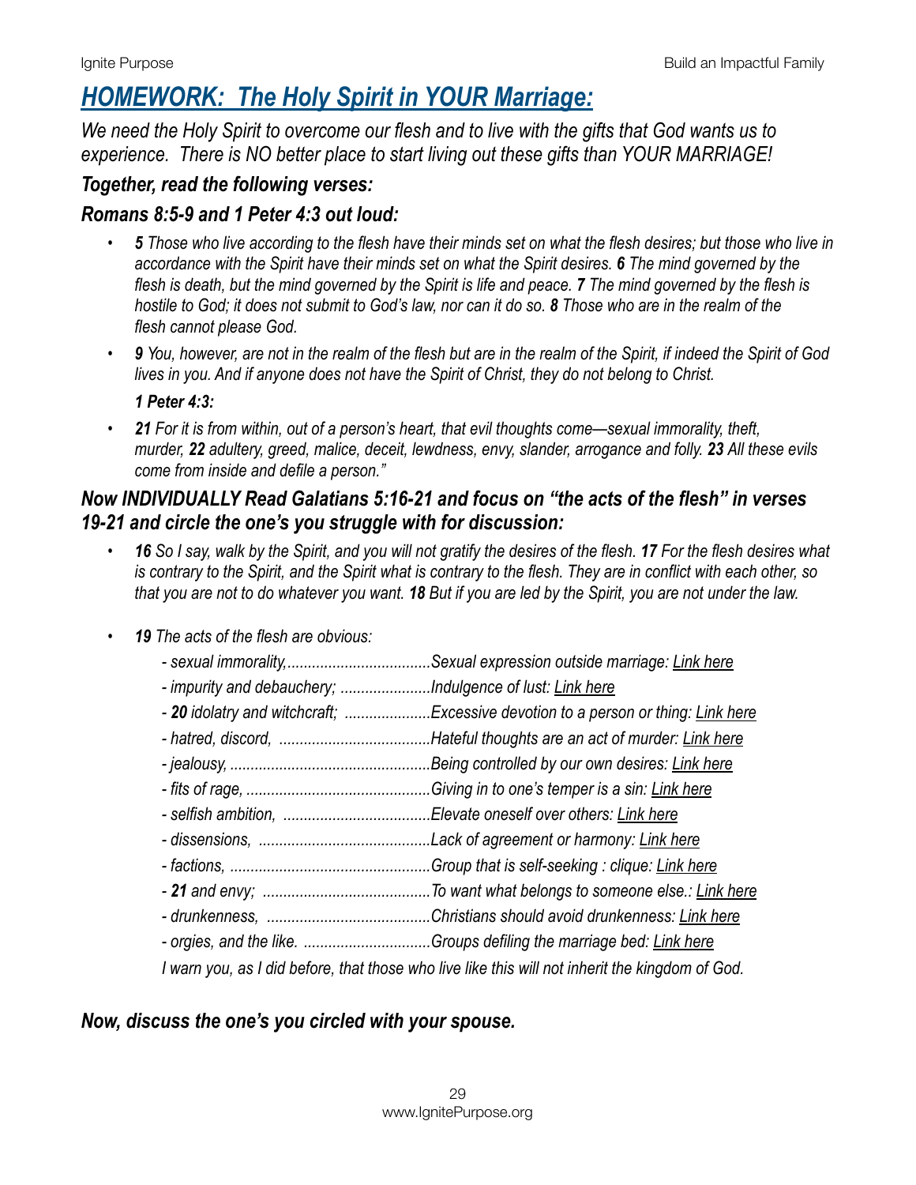# *HOMEWORK: The Holy Spirit in YOUR Marriage:*

*We need the Holy Spirit to overcome our flesh and to live with the gifts that God wants us to experience. There is NO better place to start living out these gifts than YOUR MARRIAGE!*

### *Together, read the following verses:*

### *Romans 8:5-9 and 1 Peter 4:3 out loud:*

- ***5** Those who live according to the flesh have their minds set on what the flesh desires; but those who live in accordance with the Spirit have their minds set on what the Spirit desires. **6** The mind governed by the flesh is death, but the mind governed by the Spirit is life and peace. **7** The mind governed by the flesh is hostile to God; it does not submit to God's law, nor can it do so. **8** Those who are in the realm of the flesh cannot please God.*
- ***9** You, however, are not in the realm of the flesh but are in the realm of the Spirit, if indeed the Spirit of God lives in you. And if anyone does not have the Spirit of Christ, they do not belong to Christ.*

  ***1 Peter 4:3:***
- ***21** For it is from within, out of a person's heart, that evil thoughts come—sexual immorality, theft, murder, **22** adultery, greed, malice, deceit, lewdness, envy, slander, arrogance and folly. **23** All these evils come from inside and defile a person."*

### *Now INDIVIDUALLY Read Galatians 5:16-21 and focus on "the acts of the flesh" in verses 19-21 and circle the one's you struggle with for discussion:*

- ***16** So I say, walk by the Spirit, and you will not gratify the desires of the flesh. **17** For the flesh desires what is contrary to the Spirit, and the Spirit what is contrary to the flesh. They are in conflict with each other, so that you are not to do whatever you want. **18** But if you are led by the Spirit, you are not under the law.*
- ***19** The acts of the flesh are obvious:*

  *- sexual immorality,..................................Sexual expression outside marriage: Link here*
  *- impurity and debauchery; ......................Indulgence of lust: Link here*
  *- **20** idolatry and witchcraft; ....................Excessive devotion to a person or thing: Link here*
  *- hatred, discord, ....................................Hateful thoughts are an act of murder: Link here*
  *- jealousy, ................................................Being controlled by our own desires: Link here*
  *- fits of rage, ............................................Giving in to one's temper is a sin: Link here*
  *- selfish ambition, ...................................Elevate oneself over others: Link here*
  *- dissensions, .........................................Lack of agreement or harmony: Link here*
  *- factions, ................................................Group that is self-seeking : clique: Link here*
  *- **21** and envy; .........................................To want what belongs to someone else.: Link here*
  *- drunkenness, .......................................Christians should avoid drunkenness: Link here*
  *- orgies, and the like. ...............................Groups defiling the marriage bed: Link here*

  *I warn you, as I did before, that those who live like this will not inherit the kingdom of God.*

### *Now, discuss the one's you circled with your spouse.*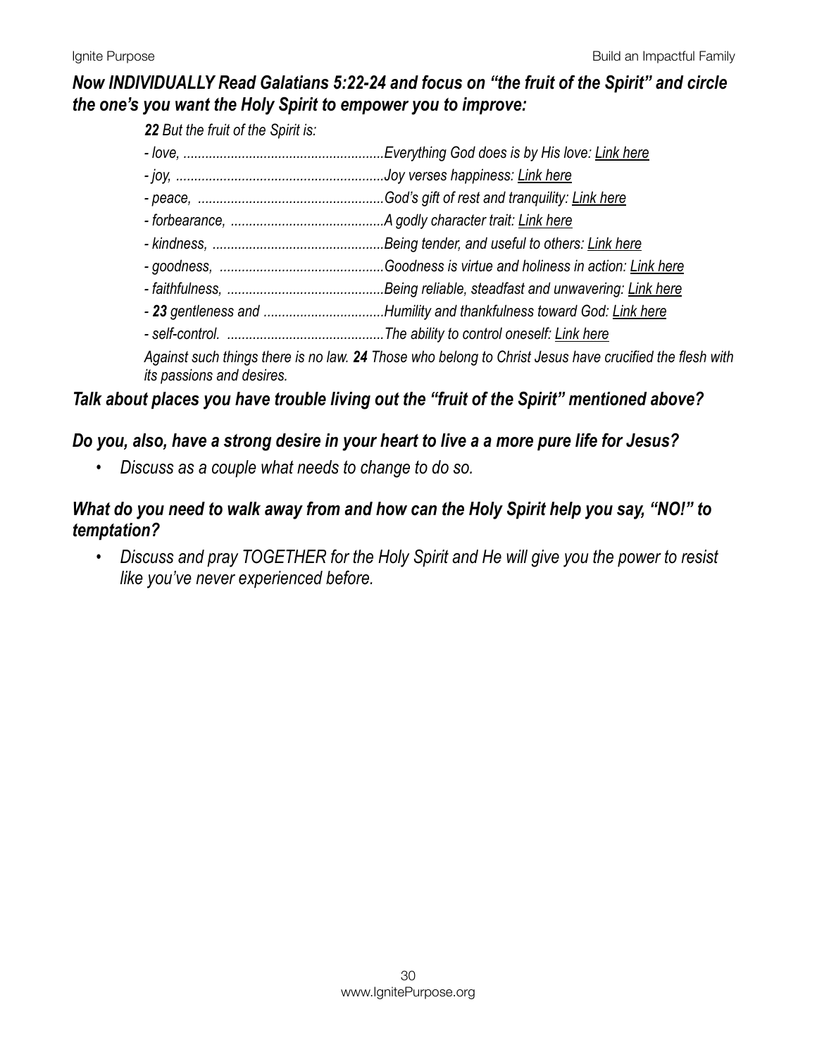### *Now INDIVIDUALLY Read Galatians 5:22-24 and focus on "the fruit of the Spirit" and circle the one's you want the Holy Spirit to empower you to improve:*

***22*** *But the fruit of the Spirit is:*

- *love, .......................................................Everything God does is by His love: Link here*
- *joy, .........................................................Joy verses happiness: Link here*
- *peace, ...................................................God's gift of rest and tranquility: Link here*
- *forbearance, ..........................................A godly character trait: Link here*
- *kindness, ...............................................Being tender, and useful to others: Link here*
- *goodness, .............................................Goodness is virtue and holiness in action: Link here*
- *faithfulness, ...........................................Being reliable, steadfast and unwavering: Link here*
- ***23*** *gentleness and .................................Humility and thankfulness toward God: Link here*
- *self-control. ...........................................The ability to control oneself: Link here*

*Against such things there is no law.* ***24*** *Those who belong to Christ Jesus have crucified the flesh with its passions and desires.*

### *Talk about places you have trouble living out the "fruit of the Spirit" mentioned above?*

### *Do you, also, have a strong desire in your heart to live a a more pure life for Jesus?*

- *Discuss as a couple what needs to change to do so.*

### *What do you need to walk away from and how can the Holy Spirit help you say, "NO!" to temptation?*

- *Discuss and pray TOGETHER for the Holy Spirit and He will give you the power to resist like you've never experienced before.*